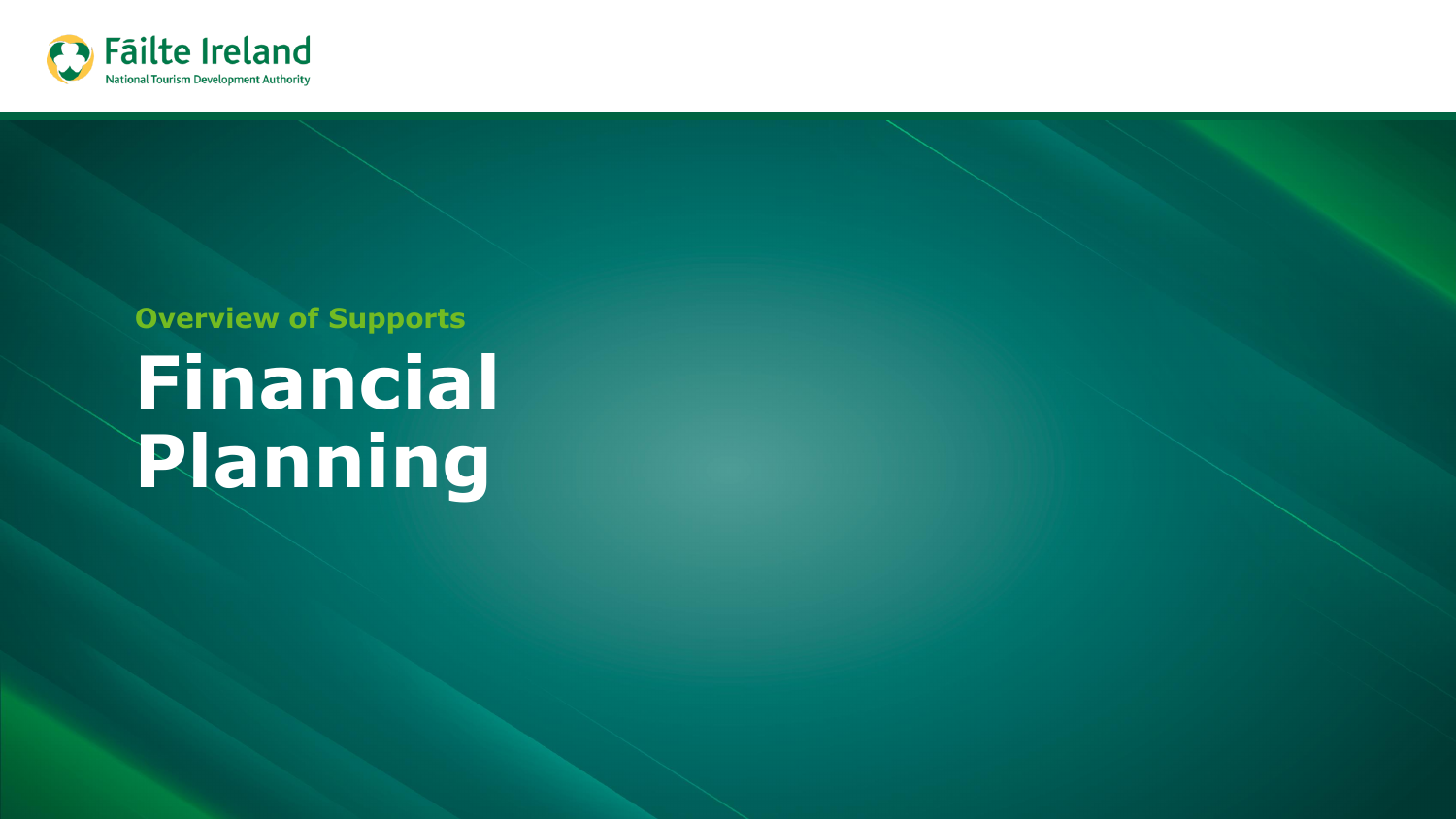Fāilte Ireland
National Tourism Development Authority

## Overview of Supports

# Financial Planning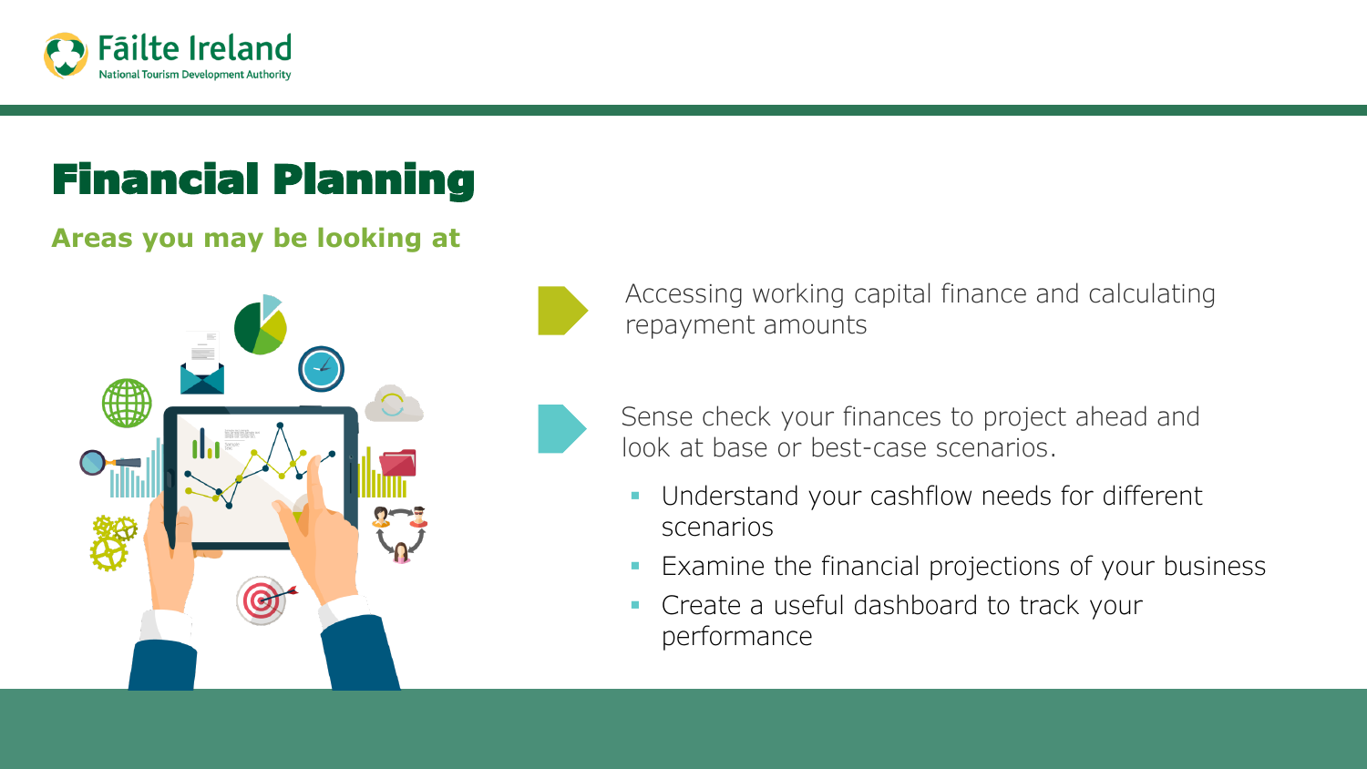# Financial Planning

## Areas you may be looking at

- Accessing working capital finance and calculating repayment amounts

- Sense check your finances to project ahead and look at base or best-case scenarios.
  - Understand your cashflow needs for different scenarios
  - Examine the financial projections of your business
  - Create a useful dashboard to track your performance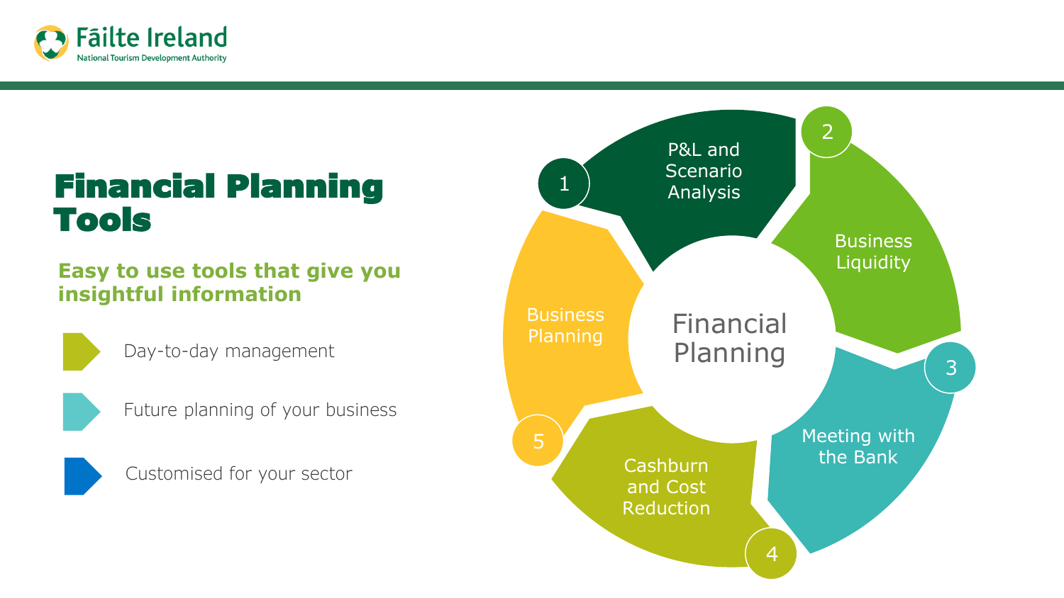# Financial Planning Tools

**Easy to use tools that give you insightful information**

- Day-to-day management
- Future planning of your business
- Customised for your sector

## Financial Planning

1. P&L and Scenario Analysis
2. Business Liquidity
3. Meeting with the Bank
4. Cashburn and Cost Reduction
5. Business Planning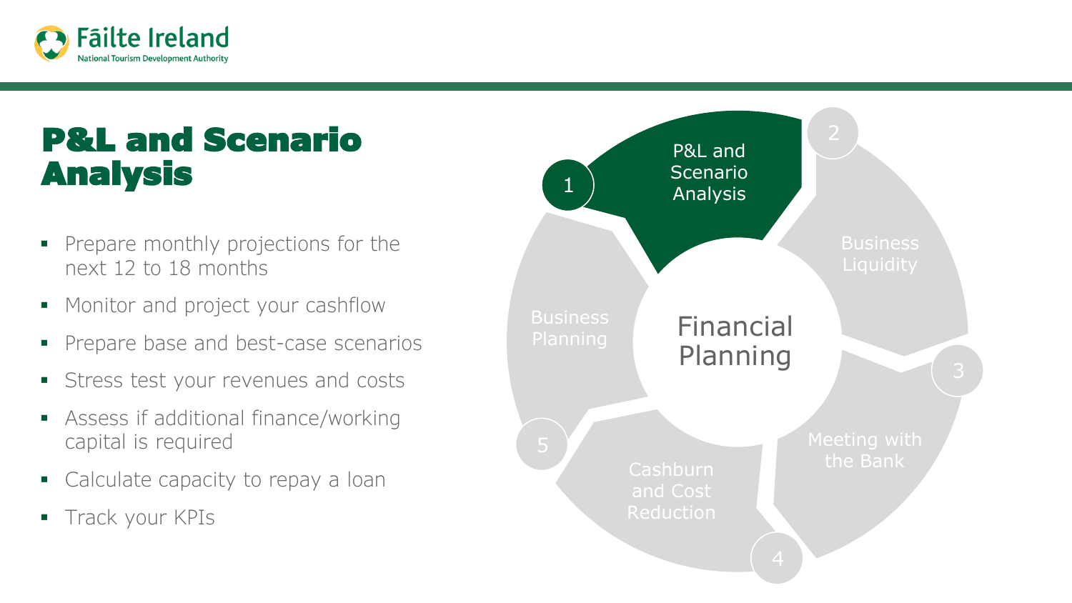# P&L and Scenario Analysis

- Prepare monthly projections for the next 12 to 18 months
- Monitor and project your cashflow
- Prepare base and best-case scenarios
- Stress test your revenues and costs
- Assess if additional finance/working capital is required
- Calculate capacity to repay a loan
- Track your KPIs

Financial Planning

1. P&L and Scenario Analysis
2. Business Liquidity
3. Meeting with the Bank
4. Cashburn and Cost Reduction
5. Business Planning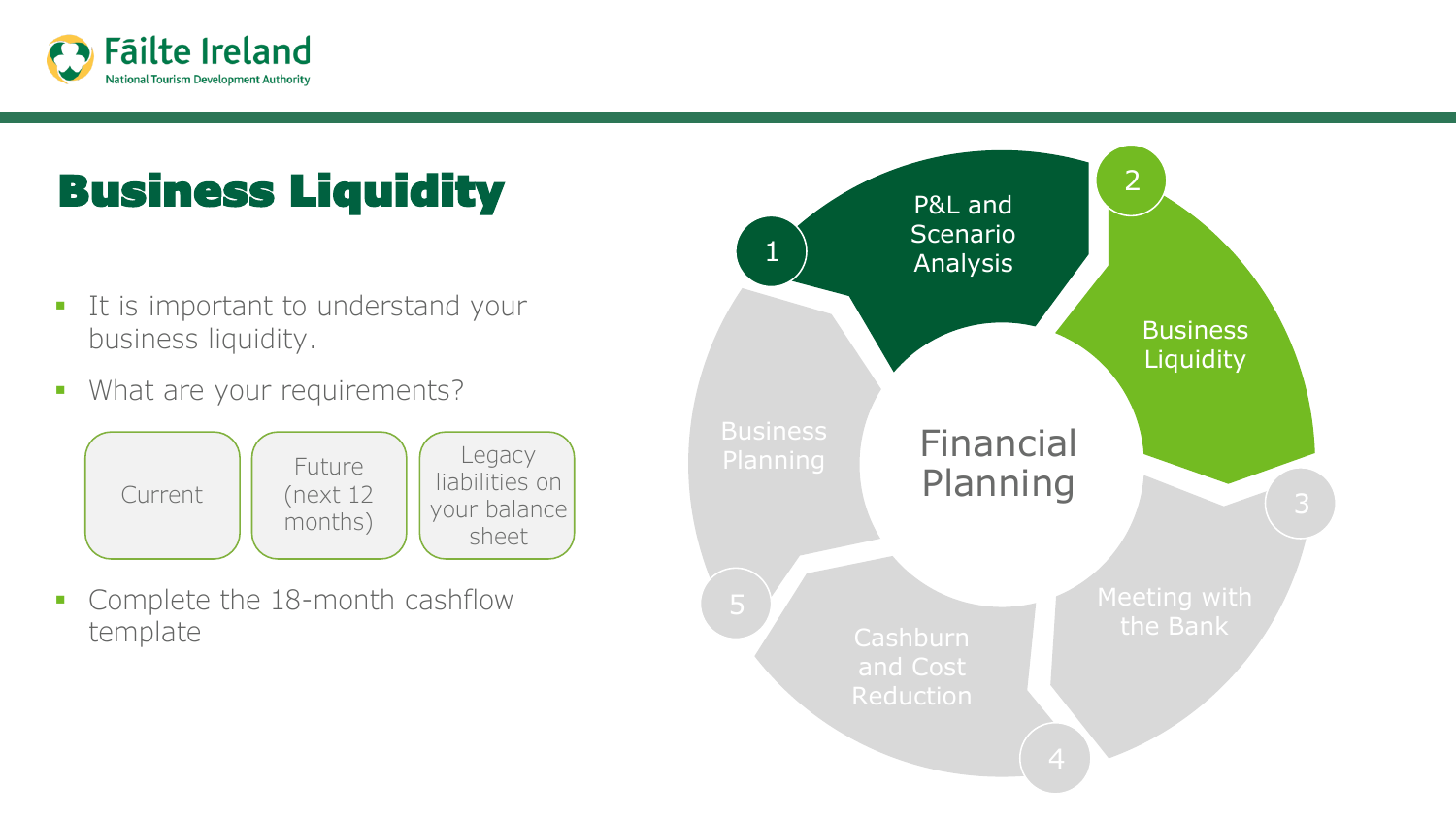# Business Liquidity

- It is important to understand your business liquidity.
- What are your requirements?

| Current | Future (next 12 months) | Legacy liabilities on your balance sheet |
| --- | --- | --- |

- Complete the 18-month cashflow template

**Financial Planning**

1. P&L and Scenario Analysis
2. Business Liquidity
3. Meeting with the Bank
4. Cashburn and Cost Reduction
5. Business Planning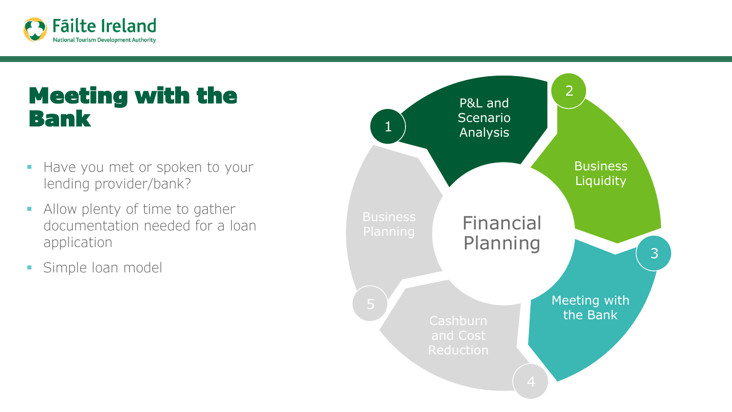# Meeting with the Bank

- Have you met or spoken to your lending provider/bank?
- Allow plenty of time to gather documentation needed for a loan application
- Simple loan model

Financial Planning

1. P&L and Scenario Analysis
2. Business Liquidity
3. Meeting with the Bank
4. Cashburn and Cost Reduction
5. Business Planning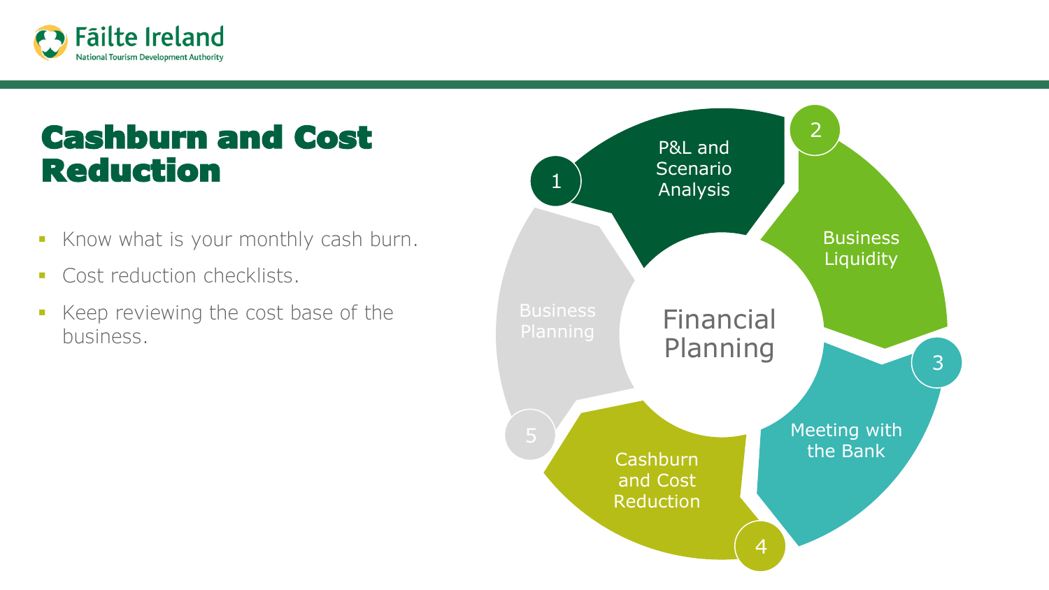# Cashburn and Cost Reduction

- Know what is your monthly cash burn.
- Cost reduction checklists.
- Keep reviewing the cost base of the business.

Financial Planning

1. P&L and Scenario Analysis
2. Business Liquidity
3. Meeting with the Bank
4. Cashburn and Cost Reduction
5. Business Planning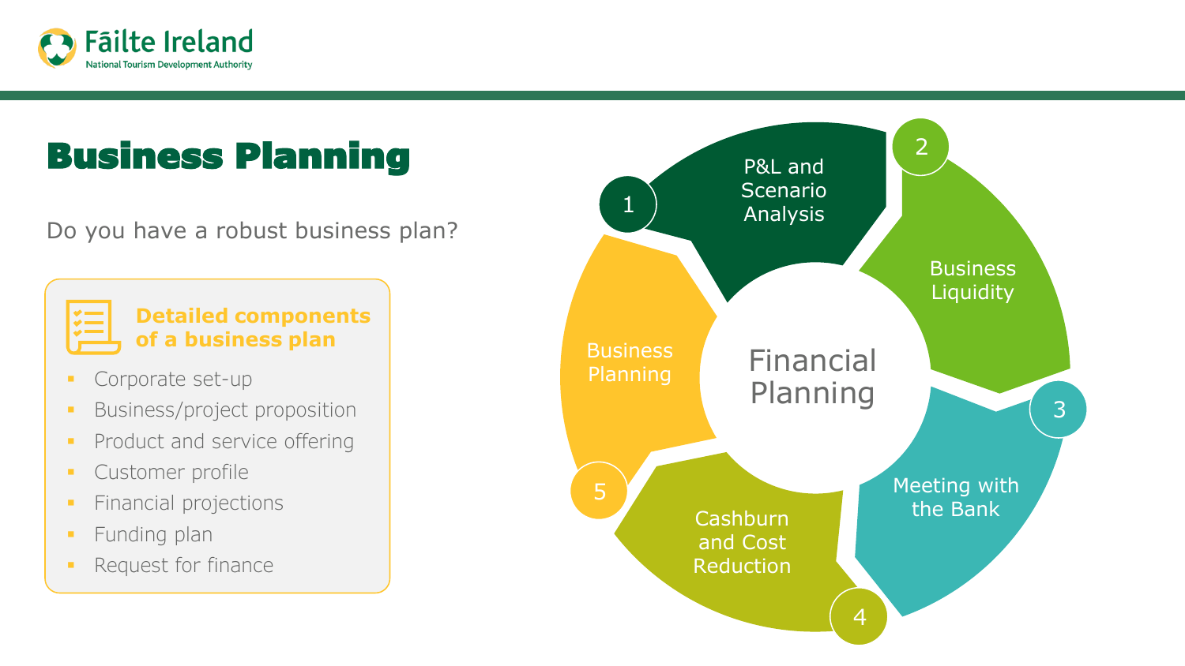# Business Planning

Do you have a robust business plan?

**Detailed components of a business plan**

- Corporate set-up
- Business/project proposition
- Product and service offering
- Customer profile
- Financial projections
- Funding plan
- Request for finance

Financial Planning

1 P&L and Scenario Analysis

2 Business Liquidity

3 Meeting with the Bank

4 Cashburn and Cost Reduction

5 Business Planning